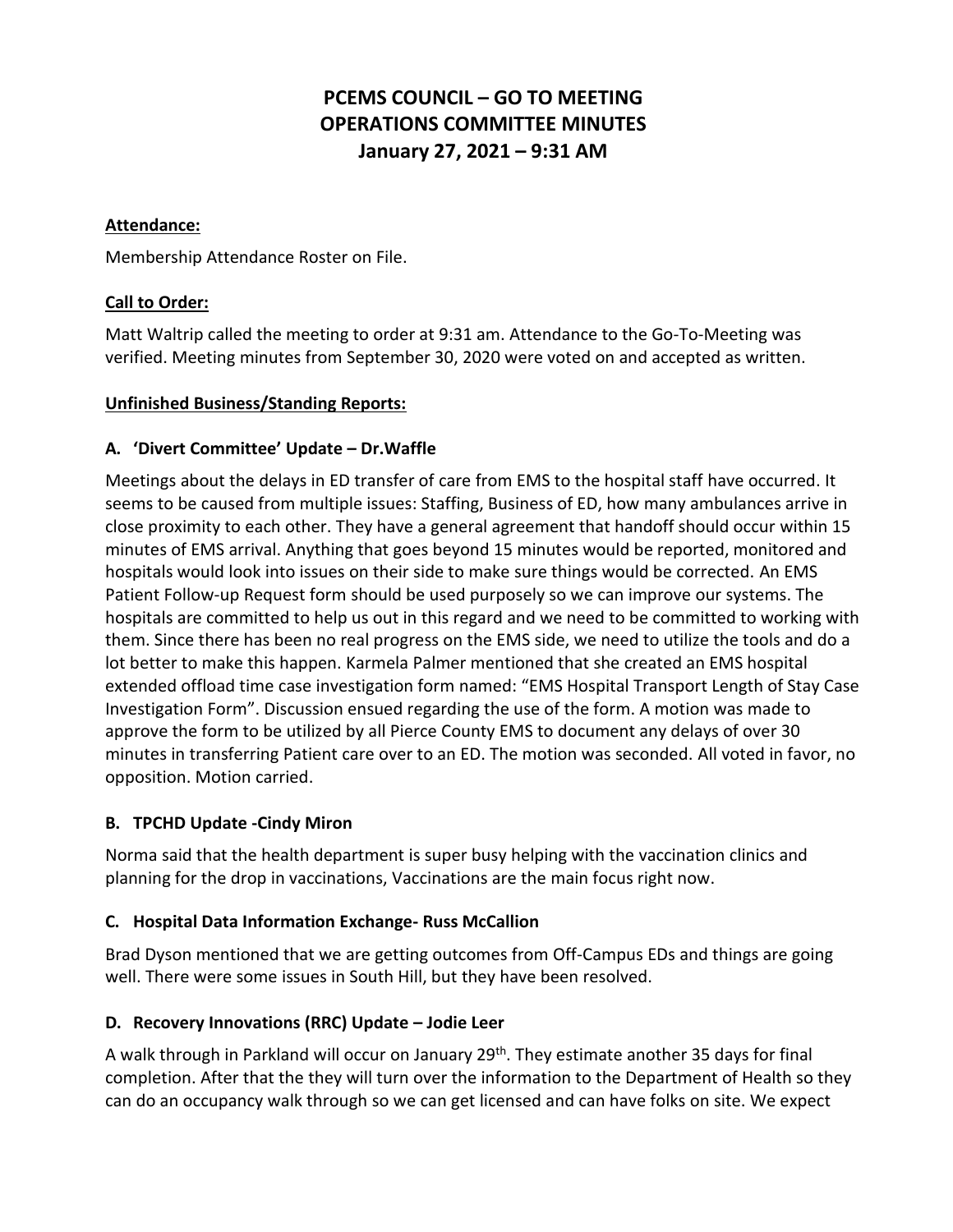# PCEMS COUNCIL – GO TO MEETING
# OPERATIONS COMMITTEE MINUTES
# January 27, 2021 – 9:31 AM

**Attendance:**

Membership Attendance Roster on File.

**Call to Order:**

Matt Waltrip called the meeting to order at 9:31 am. Attendance to the Go-To-Meeting was verified. Meeting minutes from September 30, 2020 were voted on and accepted as written.

**Unfinished Business/Standing Reports:**

### A. 'Divert Committee' Update – Dr.Waffle

Meetings about the delays in ED transfer of care from EMS to the hospital staff have occurred. It seems to be caused from multiple issues: Staffing, Business of ED, how many ambulances arrive in close proximity to each other. They have a general agreement that handoff should occur within 15 minutes of EMS arrival. Anything that goes beyond 15 minutes would be reported, monitored and hospitals would look into issues on their side to make sure things would be corrected. An EMS Patient Follow-up Request form should be used purposely so we can improve our systems. The hospitals are committed to help us out in this regard and we need to be committed to working with them. Since there has been no real progress on the EMS side, we need to utilize the tools and do a lot better to make this happen. Karmela Palmer mentioned that she created an EMS hospital extended offload time case investigation form named: "EMS Hospital Transport Length of Stay Case Investigation Form". Discussion ensued regarding the use of the form. A motion was made to approve the form to be utilized by all Pierce County EMS to document any delays of over 30 minutes in transferring Patient care over to an ED. The motion was seconded. All voted in favor, no opposition. Motion carried.

### B. TPCHD Update -Cindy Miron

Norma said that the health department is super busy helping with the vaccination clinics and planning for the drop in vaccinations, Vaccinations are the main focus right now.

### C. Hospital Data Information Exchange- Russ McCallion

Brad Dyson mentioned that we are getting outcomes from Off-Campus EDs and things are going well. There were some issues in South Hill, but they have been resolved.

### D. Recovery Innovations (RRC) Update – Jodie Leer

A walk through in Parkland will occur on January 29th. They estimate another 35 days for final completion. After that the they will turn over the information to the Department of Health so they can do an occupancy walk through so we can get licensed and can have folks on site. We expect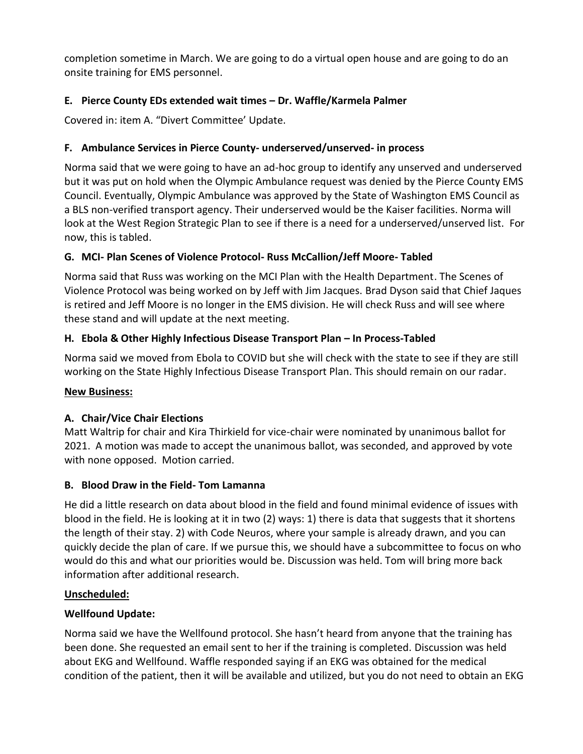completion sometime in March. We are going to do a virtual open house and are going to do an onsite training for EMS personnel.

### E. Pierce County EDs extended wait times – Dr. Waffle/Karmela Palmer

Covered in: item A. "Divert Committee' Update.

### F. Ambulance Services in Pierce County- underserved/unserved- in process

Norma said that we were going to have an ad-hoc group to identify any unserved and underserved but it was put on hold when the Olympic Ambulance request was denied by the Pierce County EMS Council. Eventually, Olympic Ambulance was approved by the State of Washington EMS Council as a BLS non-verified transport agency. Their underserved would be the Kaiser facilities. Norma will look at the West Region Strategic Plan to see if there is a need for a underserved/unserved list. For now, this is tabled.

### G. MCI- Plan Scenes of Violence Protocol- Russ McCallion/Jeff Moore- Tabled

Norma said that Russ was working on the MCI Plan with the Health Department. The Scenes of Violence Protocol was being worked on by Jeff with Jim Jacques. Brad Dyson said that Chief Jaques is retired and Jeff Moore is no longer in the EMS division. He will check Russ and will see where these stand and will update at the next meeting.

### H. Ebola & Other Highly Infectious Disease Transport Plan – In Process-Tabled

Norma said we moved from Ebola to COVID but she will check with the state to see if they are still working on the State Highly Infectious Disease Transport Plan. This should remain on our radar.

## New Business:

### A. Chair/Vice Chair Elections

Matt Waltrip for chair and Kira Thirkield for vice-chair were nominated by unanimous ballot for 2021. A motion was made to accept the unanimous ballot, was seconded, and approved by vote with none opposed. Motion carried.

### B. Blood Draw in the Field- Tom Lamanna

He did a little research on data about blood in the field and found minimal evidence of issues with blood in the field. He is looking at it in two (2) ways: 1) there is data that suggests that it shortens the length of their stay. 2) with Code Neuros, where your sample is already drawn, and you can quickly decide the plan of care. If we pursue this, we should have a subcommittee to focus on who would do this and what our priorities would be. Discussion was held. Tom will bring more back information after additional research.

## Unscheduled:

### Wellfound Update:

Norma said we have the Wellfound protocol. She hasn't heard from anyone that the training has been done. She requested an email sent to her if the training is completed. Discussion was held about EKG and Wellfound. Waffle responded saying if an EKG was obtained for the medical condition of the patient, then it will be available and utilized, but you do not need to obtain an EKG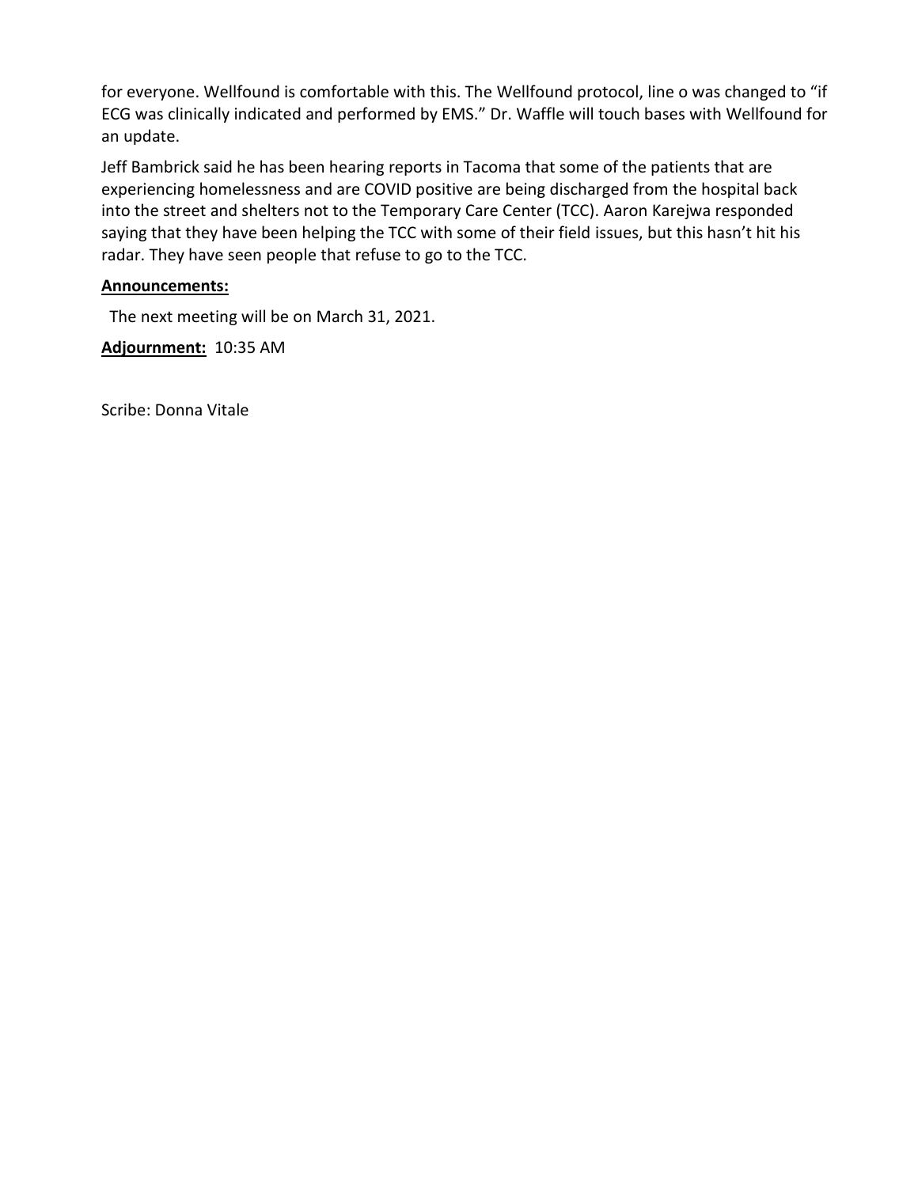for everyone. Wellfound is comfortable with this. The Wellfound protocol, line o was changed to "if ECG was clinically indicated and performed by EMS." Dr. Waffle will touch bases with Wellfound for an update.

Jeff Bambrick said he has been hearing reports in Tacoma that some of the patients that are experiencing homelessness and are COVID positive are being discharged from the hospital back into the street and shelters not to the Temporary Care Center (TCC). Aaron Karejwa responded saying that they have been helping the TCC with some of their field issues, but this hasn't hit his radar. They have seen people that refuse to go to the TCC.

**Announcements:**

The next meeting will be on March 31, 2021.

**Adjournment:** 10:35 AM

Scribe: Donna Vitale